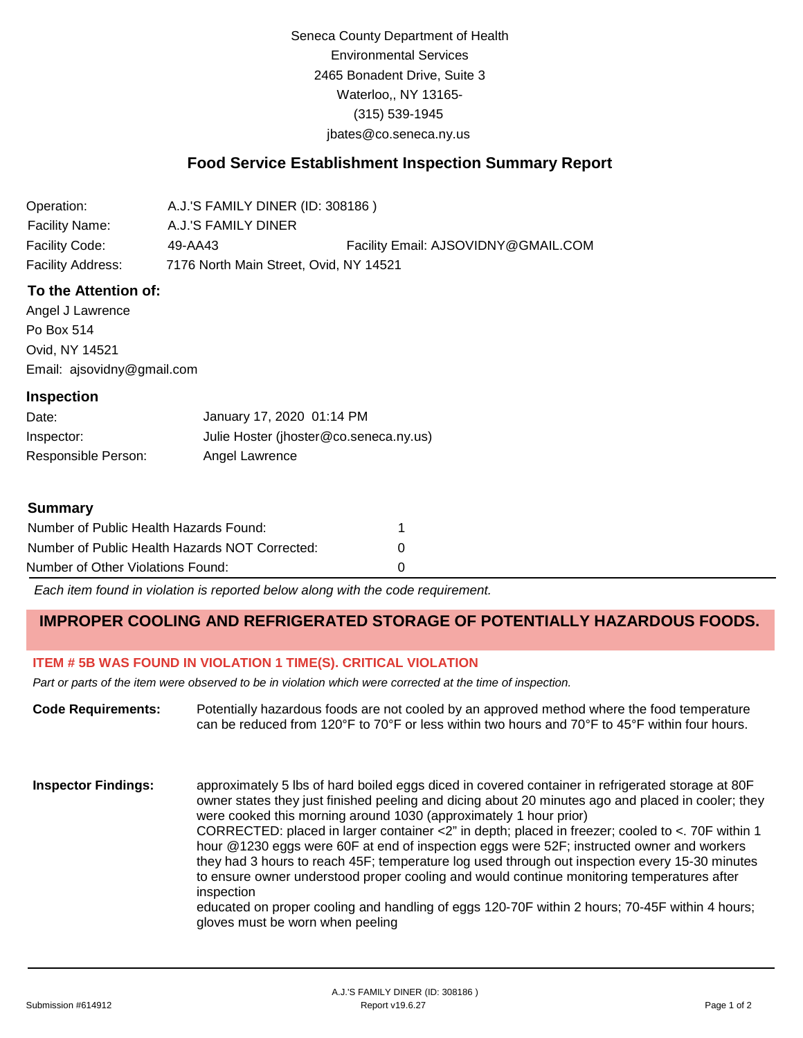Seneca County Department of Health
Environmental Services
2465 Bonadent Drive, Suite 3
Waterloo,, NY 13165-
(315) 539-1945
jbates@co.seneca.ny.us

## Food Service Establishment Inspection Summary Report

| | | |
|---|---|---|
| Operation: | A.J.'S FAMILY DINER (ID: 308186 ) | |
| Facility Name: | A.J.'S FAMILY DINER | |
| Facility Code: | 49-AA43 | Facility Email: AJSOVIDNY@GMAIL.COM |
| Facility Address: | 7176 North Main Street, Ovid, NY 14521 | |

### To the Attention of:

Angel J Lawrence
Po Box 514
Ovid, NY 14521
Email: ajsovidny@gmail.com

### Inspection

| | |
|---|---|
| Date: | January 17, 2020 01:14 PM |
| Inspector: | Julie Hoster (jhoster@co.seneca.ny.us) |
| Responsible Person: | Angel Lawrence |

### Summary

| | |
|---|---|
| Number of Public Health Hazards Found: | 1 |
| Number of Public Health Hazards NOT Corrected: | 0 |
| Number of Other Violations Found: | 0 |

*Each item found in violation is reported below along with the code requirement.*

## IMPROPER COOLING AND REFRIGERATED STORAGE OF POTENTIALLY HAZARDOUS FOODS.

**ITEM # 5B WAS FOUND IN VIOLATION 1 TIME(S). CRITICAL VIOLATION**

*Part or parts of the item were observed to be in violation which were corrected at the time of inspection.*

**Code Requirements:** Potentially hazardous foods are not cooled by an approved method where the food temperature can be reduced from 120°F to 70°F or less within two hours and 70°F to 45°F within four hours.

**Inspector Findings:** approximately 5 lbs of hard boiled eggs diced in covered container in refrigerated storage at 80F owner states they just finished peeling and dicing about 20 minutes ago and placed in cooler; they were cooked this morning around 1030 (approximately 1 hour prior)
CORRECTED: placed in larger container <2" in depth; placed in freezer; cooled to <. 70F within 1 hour @1230 eggs were 60F at end of inspection eggs were 52F; instructed owner and workers they had 3 hours to reach 45F; temperature log used through out inspection every 15-30 minutes to ensure owner understood proper cooling and would continue monitoring temperatures after inspection
educated on proper cooling and handling of eggs 120-70F within 2 hours; 70-45F within 4 hours; gloves must be worn when peeling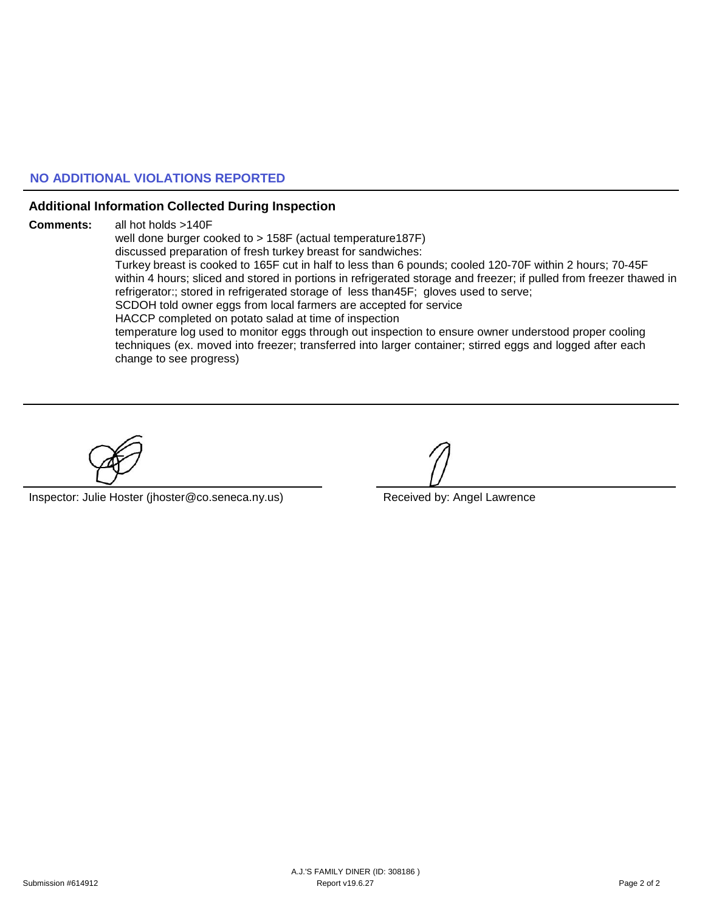## NO ADDITIONAL VIOLATIONS REPORTED

## Additional Information Collected During Inspection

**Comments:** all hot holds >140F
well done burger cooked to > 158F (actual temperature187F)
discussed preparation of fresh turkey breast for sandwiches:
Turkey breast is cooked to 165F cut in half to less than 6 pounds; cooled 120-70F within 2 hours; 70-45F within 4 hours; sliced and stored in portions in refrigerated storage and freezer; if pulled from freezer thawed in refrigerator:; stored in refrigerated storage of less than45F; gloves used to serve;
SCDOH told owner eggs from local farmers are accepted for service
HACCP completed on potato salad at time of inspection
temperature log used to monitor eggs through out inspection to ensure owner understood proper cooling techniques (ex. moved into freezer; transferred into larger container; stirred eggs and logged after each change to see progress)

Inspector: Julie Hoster (jhoster@co.seneca.ny.us)

Received by: Angel Lawrence

A.J.'S FAMILY DINER (ID: 308186 )

Submission #614912

Report v19.6.27